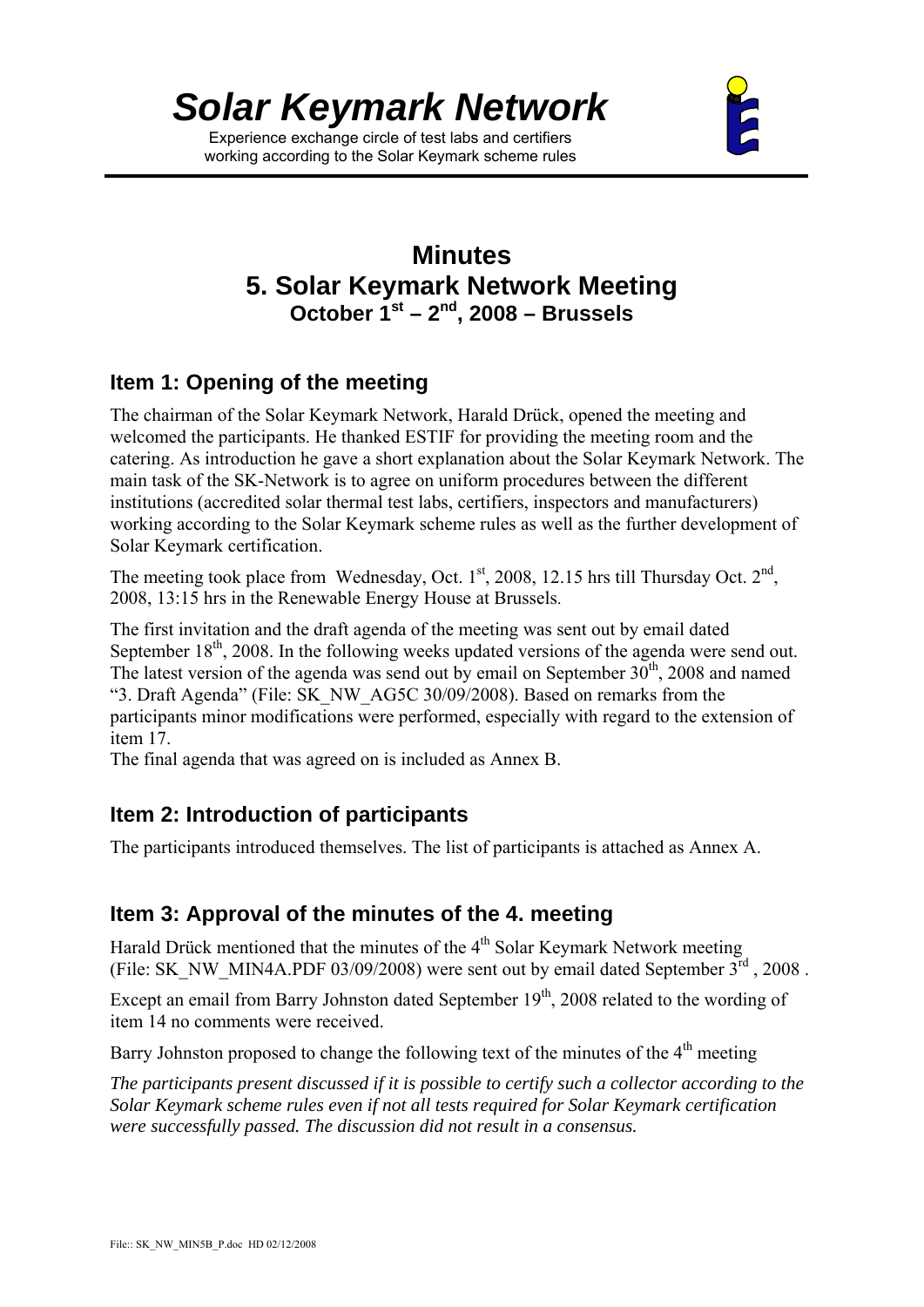# Solar Keymark Network

Experience exchange circle of test labs and certifiers working according to the Solar Keymark scheme rules

# Minutes
# 5. Solar Keymark Network Meeting
### October 1st – 2nd, 2008 – Brussels

## Item 1: Opening of the meeting

The chairman of the Solar Keymark Network, Harald Drück, opened the meeting and welcomed the participants. He thanked ESTIF for providing the meeting room and the catering. As introduction he gave a short explanation about the Solar Keymark Network. The main task of the SK-Network is to agree on uniform procedures between the different institutions (accredited solar thermal test labs, certifiers, inspectors and manufacturers) working according to the Solar Keymark scheme rules as well as the further development of Solar Keymark certification.

The meeting took place from Wednesday, Oct. 1st, 2008, 12.15 hrs till Thursday Oct. 2nd, 2008, 13:15 hrs in the Renewable Energy House at Brussels.

The first invitation and the draft agenda of the meeting was sent out by email dated September 18th, 2008. In the following weeks updated versions of the agenda were send out. The latest version of the agenda was send out by email on September 30th, 2008 and named "3. Draft Agenda" (File: SK_NW_AG5C 30/09/2008). Based on remarks from the participants minor modifications were performed, especially with regard to the extension of item 17.
The final agenda that was agreed on is included as Annex B.

## Item 2: Introduction of participants

The participants introduced themselves. The list of participants is attached as Annex A.

## Item 3: Approval of the minutes of the 4. meeting

Harald Drück mentioned that the minutes of the 4th Solar Keymark Network meeting (File: SK_NW_MIN4A.PDF 03/09/2008) were sent out by email dated September 3rd , 2008 .

Except an email from Barry Johnston dated September 19th, 2008 related to the wording of item 14 no comments were received.

Barry Johnston proposed to change the following text of the minutes of the 4th meeting

*The participants present discussed if it is possible to certify such a collector according to the Solar Keymark scheme rules even if not all tests required for Solar Keymark certification were successfully passed. The discussion did not result in a consensus.*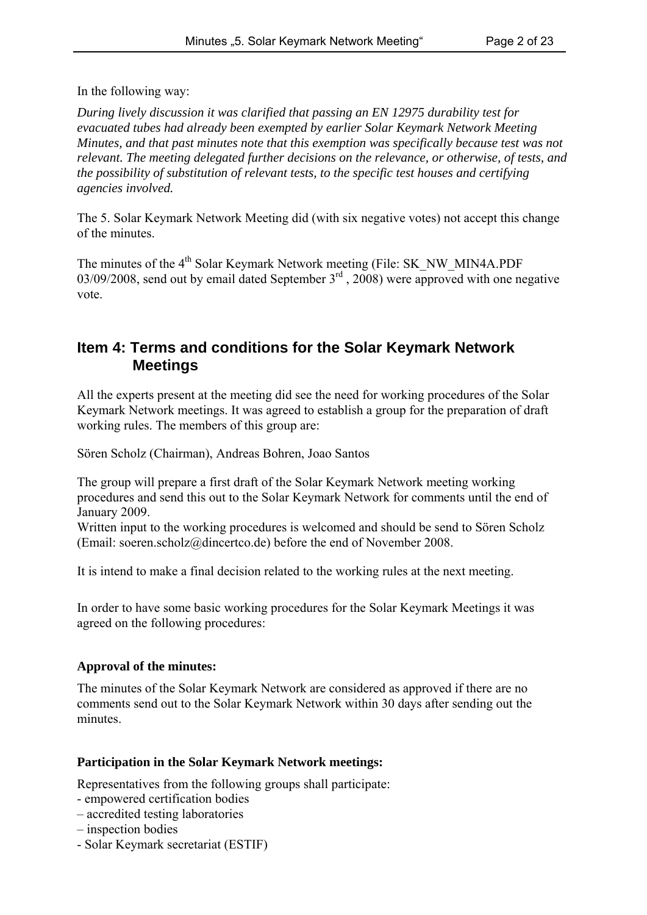In the following way:

*During lively discussion it was clarified that passing an EN 12975 durability test for evacuated tubes had already been exempted by earlier Solar Keymark Network Meeting Minutes, and that past minutes note that this exemption was specifically because test was not relevant. The meeting delegated further decisions on the relevance, or otherwise, of tests, and the possibility of substitution of relevant tests, to the specific test houses and certifying agencies involved.*

The 5. Solar Keymark Network Meeting did (with six negative votes) not accept this change of the minutes.

The minutes of the 4th Solar Keymark Network meeting (File: SK_NW_MIN4A.PDF 03/09/2008, send out by email dated September 3rd , 2008) were approved with one negative vote.

## Item 4: Terms and conditions for the Solar Keymark Network Meetings

All the experts present at the meeting did see the need for working procedures of the Solar Keymark Network meetings. It was agreed to establish a group for the preparation of draft working rules. The members of this group are:

Sören Scholz (Chairman), Andreas Bohren, Joao Santos

The group will prepare a first draft of the Solar Keymark Network meeting working procedures and send this out to the Solar Keymark Network for comments until the end of January 2009.
Written input to the working procedures is welcomed and should be send to Sören Scholz (Email: soeren.scholz@dincertco.de) before the end of November 2008.

It is intend to make a final decision related to the working rules at the next meeting.

In order to have some basic working procedures for the Solar Keymark Meetings it was agreed on the following procedures:

**Approval of the minutes:**

The minutes of the Solar Keymark Network are considered as approved if there are no comments send out to the Solar Keymark Network within 30 days after sending out the minutes.

**Participation in the Solar Keymark Network meetings:**

Representatives from the following groups shall participate:
- empowered certification bodies
– accredited testing laboratories
– inspection bodies
- Solar Keymark secretariat (ESTIF)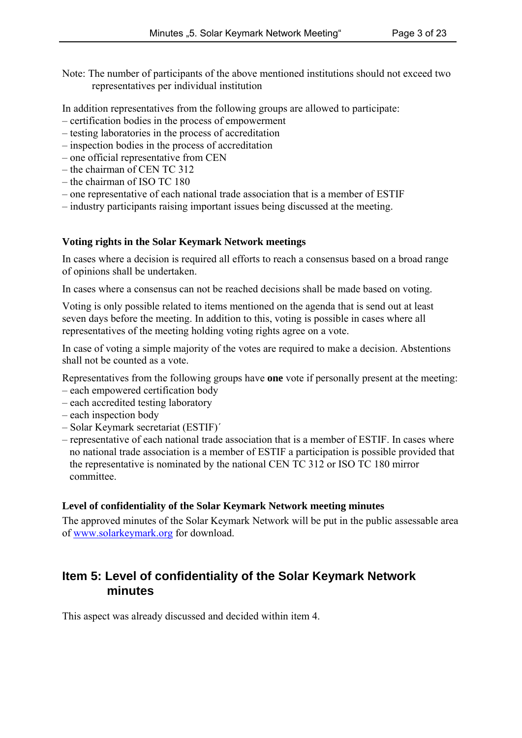Note: The number of participants of the above mentioned institutions should not exceed two representatives per individual institution

In addition representatives from the following groups are allowed to participate:
– certification bodies in the process of empowerment
– testing laboratories in the process of accreditation
– inspection bodies in the process of accreditation
– one official representative from CEN
– the chairman of CEN TC 312
– the chairman of ISO TC 180
– one representative of each national trade association that is a member of ESTIF
– industry participants raising important issues being discussed at the meeting.

**Voting rights in the Solar Keymark Network meetings**

In cases where a decision is required all efforts to reach a consensus based on a broad range of opinions shall be undertaken.

In cases where a consensus can not be reached decisions shall be made based on voting.

Voting is only possible related to items mentioned on the agenda that is send out at least seven days before the meeting. In addition to this, voting is possible in cases where all representatives of the meeting holding voting rights agree on a vote.

In case of voting a simple majority of the votes are required to make a decision. Abstentions shall not be counted as a vote.

Representatives from the following groups have **one** vote if personally present at the meeting:
– each empowered certification body
– each accredited testing laboratory
– each inspection body
– Solar Keymark secretariat (ESTIF)´
– representative of each national trade association that is a member of ESTIF. In cases where no national trade association is a member of ESTIF a participation is possible provided that the representative is nominated by the national CEN TC 312 or ISO TC 180 mirror committee.

**Level of confidentiality of the Solar Keymark Network meeting minutes**

The approved minutes of the Solar Keymark Network will be put in the public assessable area of www.solarkeymark.org for download.

## Item 5: Level of confidentiality of the Solar Keymark Network minutes

This aspect was already discussed and decided within item 4.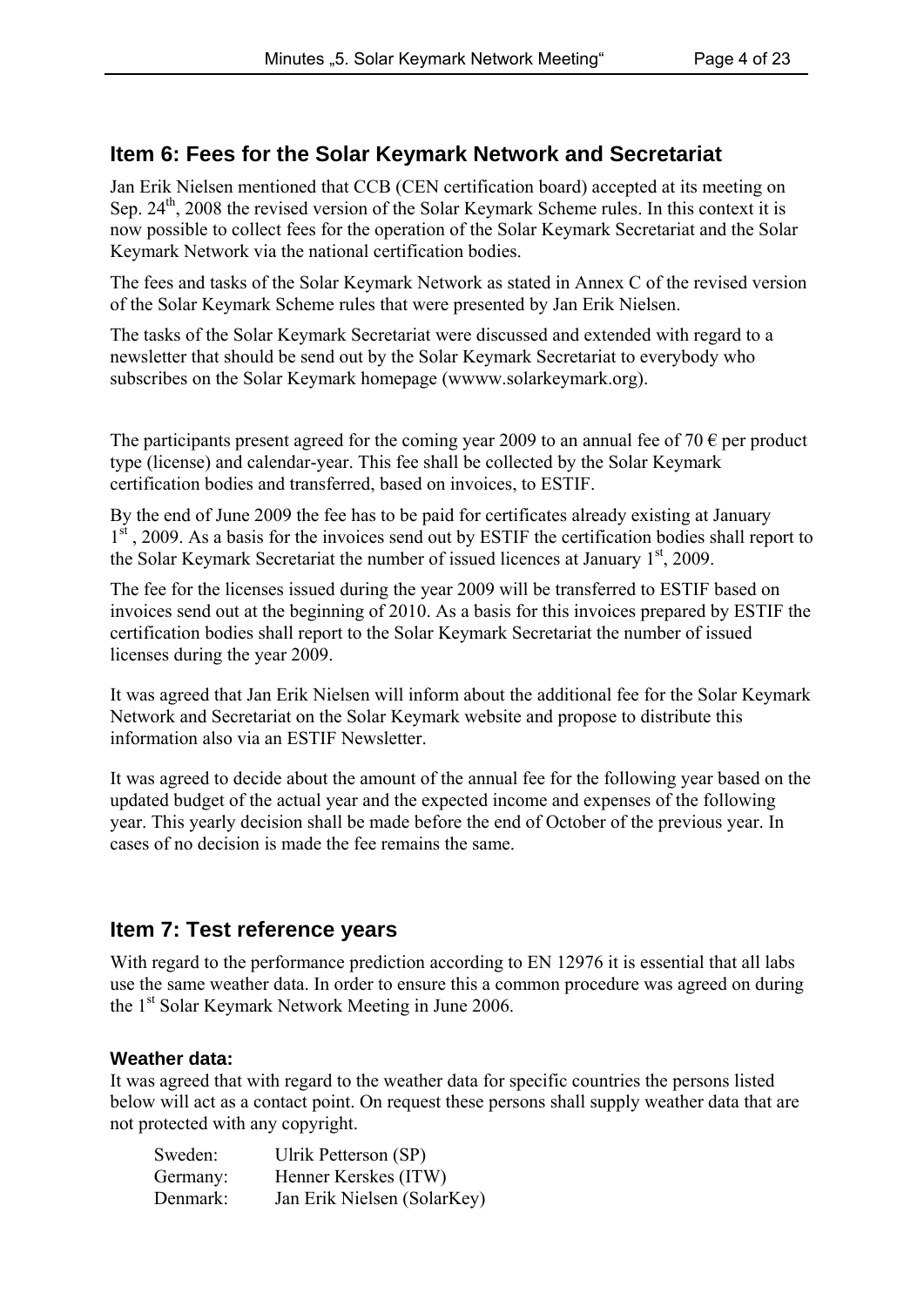## Item 6: Fees for the Solar Keymark Network and Secretariat

Jan Erik Nielsen mentioned that CCB (CEN certification board) accepted at its meeting on Sep. 24th, 2008 the revised version of the Solar Keymark Scheme rules. In this context it is now possible to collect fees for the operation of the Solar Keymark Secretariat and the Solar Keymark Network via the national certification bodies.

The fees and tasks of the Solar Keymark Network as stated in Annex C of the revised version of the Solar Keymark Scheme rules that were presented by Jan Erik Nielsen.

The tasks of the Solar Keymark Secretariat were discussed and extended with regard to a newsletter that should be send out by the Solar Keymark Secretariat to everybody who subscribes on the Solar Keymark homepage (wwww.solarkeymark.org).

The participants present agreed for the coming year 2009 to an annual fee of 70 € per product type (license) and calendar-year. This fee shall be collected by the Solar Keymark certification bodies and transferred, based on invoices, to ESTIF.

By the end of June 2009 the fee has to be paid for certificates already existing at January 1st , 2009. As a basis for the invoices send out by ESTIF the certification bodies shall report to the Solar Keymark Secretariat the number of issued licences at January 1st, 2009.

The fee for the licenses issued during the year 2009 will be transferred to ESTIF based on invoices send out at the beginning of 2010. As a basis for this invoices prepared by ESTIF the certification bodies shall report to the Solar Keymark Secretariat the number of issued licenses during the year 2009.

It was agreed that Jan Erik Nielsen will inform about the additional fee for the Solar Keymark Network and Secretariat on the Solar Keymark website and propose to distribute this information also via an ESTIF Newsletter.

It was agreed to decide about the amount of the annual fee for the following year based on the updated budget of the actual year and the expected income and expenses of the following year. This yearly decision shall be made before the end of October of the previous year. In cases of no decision is made the fee remains the same.

## Item 7: Test reference years

With regard to the performance prediction according to EN 12976 it is essential that all labs use the same weather data. In order to ensure this a common procedure was agreed on during the 1st Solar Keymark Network Meeting in June 2006.

### Weather data:

It was agreed that with regard to the weather data for specific countries the persons listed below will act as a contact point. On request these persons shall supply weather data that are not protected with any copyright.

| | |
|---|---|
| Sweden: | Ulrik Petterson (SP) |
| Germany: | Henner Kerskes (ITW) |
| Denmark: | Jan Erik Nielsen (SolarKey) |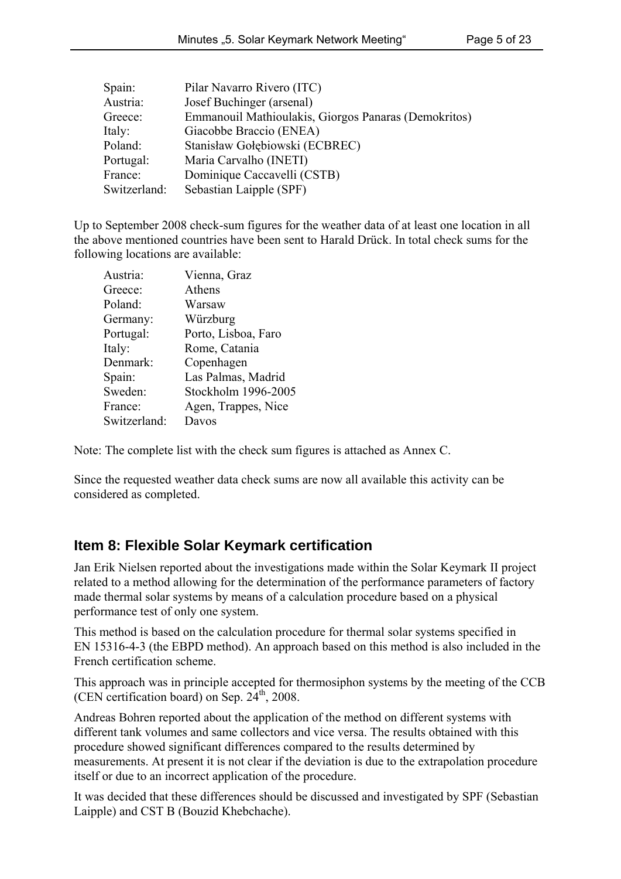| | |
|---|---|
| Spain: | Pilar Navarro Rivero (ITC) |
| Austria: | Josef Buchinger (arsenal) |
| Greece: | Emmanouil Mathioulakis, Giorgos Panaras (Demokritos) |
| Italy: | Giacobbe Braccio (ENEA) |
| Poland: | Stanisław Gołębiowski (ECBREC) |
| Portugal: | Maria Carvalho (INETI) |
| France: | Dominique Caccavelli (CSTB) |
| Switzerland: | Sebastian Laipple (SPF) |

Up to September 2008 check-sum figures for the weather data of at least one location in all the above mentioned countries have been sent to Harald Drück. In total check sums for the following locations are available:

| | |
|---|---|
| Austria: | Vienna, Graz |
| Greece: | Athens |
| Poland: | Warsaw |
| Germany: | Würzburg |
| Portugal: | Porto, Lisboa, Faro |
| Italy: | Rome, Catania |
| Denmark: | Copenhagen |
| Spain: | Las Palmas, Madrid |
| Sweden: | Stockholm 1996-2005 |
| France: | Agen, Trappes, Nice |
| Switzerland: | Davos |

Note: The complete list with the check sum figures is attached as Annex C.

Since the requested weather data check sums are now all available this activity can be considered as completed.

## Item 8: Flexible Solar Keymark certification

Jan Erik Nielsen reported about the investigations made within the Solar Keymark II project related to a method allowing for the determination of the performance parameters of factory made thermal solar systems by means of a calculation procedure based on a physical performance test of only one system.

This method is based on the calculation procedure for thermal solar systems specified in EN 15316-4-3 (the EBPD method). An approach based on this method is also included in the French certification scheme.

This approach was in principle accepted for thermosiphon systems by the meeting of the CCB (CEN certification board) on Sep. 24th, 2008.

Andreas Bohren reported about the application of the method on different systems with different tank volumes and same collectors and vice versa. The results obtained with this procedure showed significant differences compared to the results determined by measurements. At present it is not clear if the deviation is due to the extrapolation procedure itself or due to an incorrect application of the procedure.

It was decided that these differences should be discussed and investigated by SPF (Sebastian Laipple) and CST B (Bouzid Khebchache).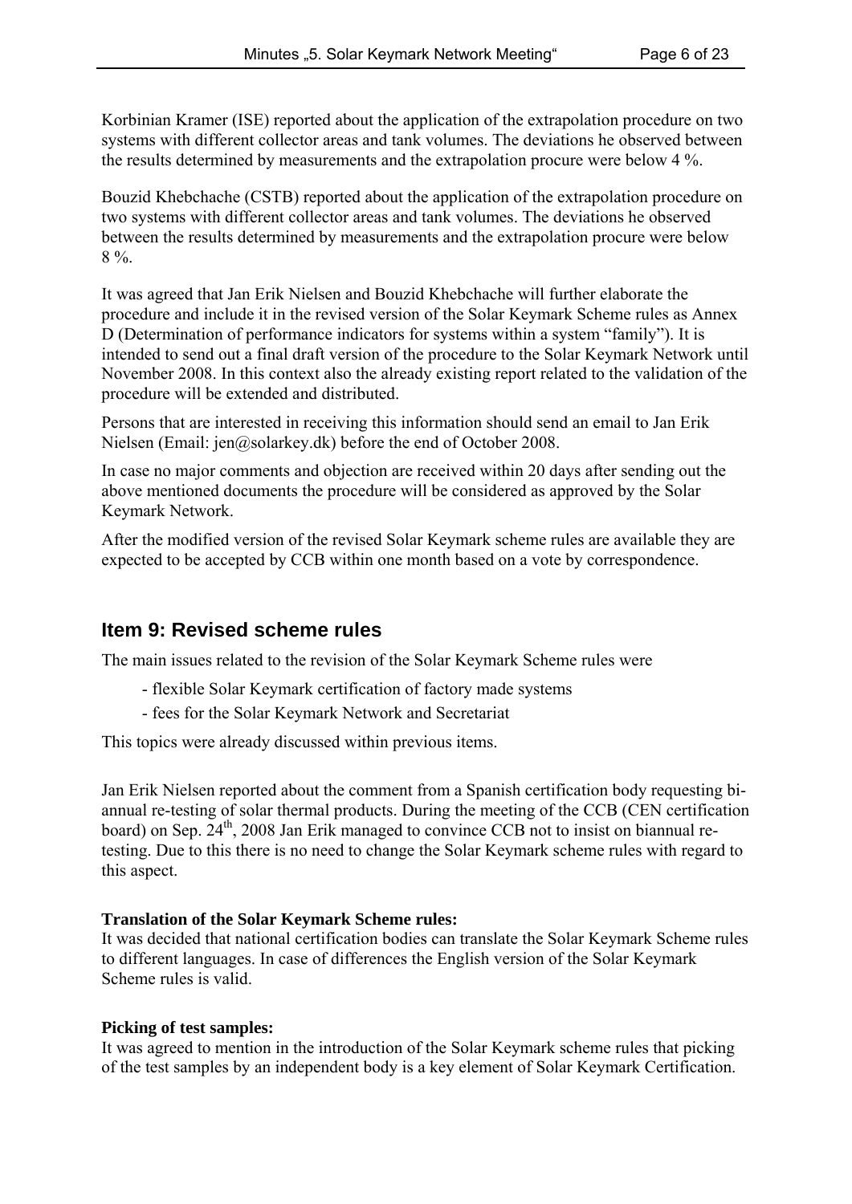Korbinian Kramer (ISE) reported about the application of the extrapolation procedure on two systems with different collector areas and tank volumes. The deviations he observed between the results determined by measurements and the extrapolation procure were below 4 %.

Bouzid Khebchache (CSTB) reported about the application of the extrapolation procedure on two systems with different collector areas and tank volumes. The deviations he observed between the results determined by measurements and the extrapolation procure were below 8 %.

It was agreed that Jan Erik Nielsen and Bouzid Khebchache will further elaborate the procedure and include it in the revised version of the Solar Keymark Scheme rules as Annex D (Determination of performance indicators for systems within a system "family"). It is intended to send out a final draft version of the procedure to the Solar Keymark Network until November 2008. In this context also the already existing report related to the validation of the procedure will be extended and distributed.

Persons that are interested in receiving this information should send an email to Jan Erik Nielsen (Email: jen@solarkey.dk) before the end of October 2008.

In case no major comments and objection are received within 20 days after sending out the above mentioned documents the procedure will be considered as approved by the Solar Keymark Network.

After the modified version of the revised Solar Keymark scheme rules are available they are expected to be accepted by CCB within one month based on a vote by correspondence.

## Item 9: Revised scheme rules

The main issues related to the revision of the Solar Keymark Scheme rules were

- flexible Solar Keymark certification of factory made systems
- fees for the Solar Keymark Network and Secretariat

This topics were already discussed within previous items.

Jan Erik Nielsen reported about the comment from a Spanish certification body requesting bi-annual re-testing of solar thermal products. During the meeting of the CCB (CEN certification board) on Sep. 24th, 2008 Jan Erik managed to convince CCB not to insist on biannual re-testing. Due to this there is no need to change the Solar Keymark scheme rules with regard to this aspect.

**Translation of the Solar Keymark Scheme rules:**
It was decided that national certification bodies can translate the Solar Keymark Scheme rules to different languages. In case of differences the English version of the Solar Keymark Scheme rules is valid.

**Picking of test samples:**
It was agreed to mention in the introduction of the Solar Keymark scheme rules that picking of the test samples by an independent body is a key element of Solar Keymark Certification.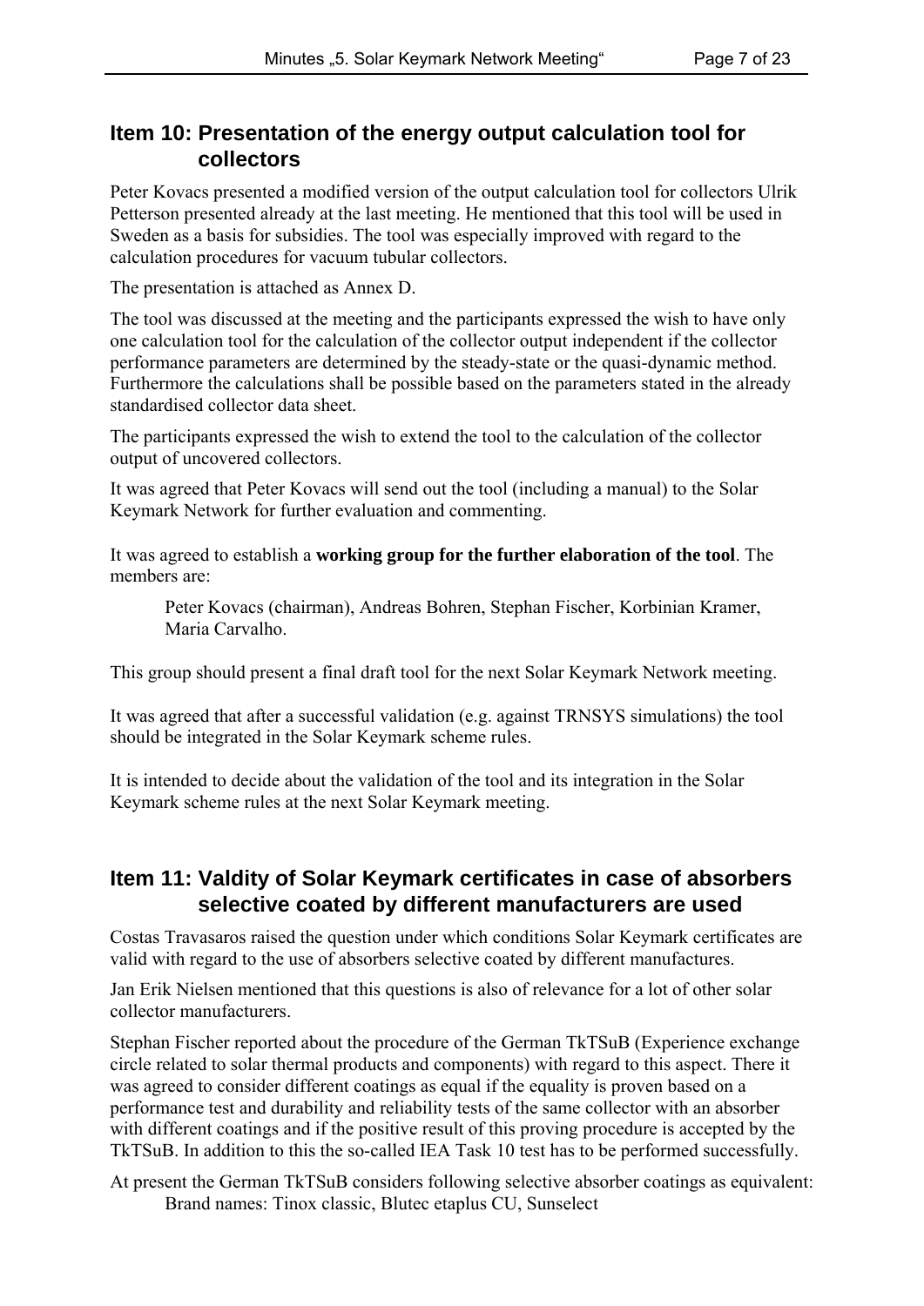## Item 10: Presentation of the energy output calculation tool for collectors

Peter Kovacs presented a modified version of the output calculation tool for collectors Ulrik Petterson presented already at the last meeting. He mentioned that this tool will be used in Sweden as a basis for subsidies. The tool was especially improved with regard to the calculation procedures for vacuum tubular collectors.

The presentation is attached as Annex D.

The tool was discussed at the meeting and the participants expressed the wish to have only one calculation tool for the calculation of the collector output independent if the collector performance parameters are determined by the steady-state or the quasi-dynamic method. Furthermore the calculations shall be possible based on the parameters stated in the already standardised collector data sheet.

The participants expressed the wish to extend the tool to the calculation of the collector output of uncovered collectors.

It was agreed that Peter Kovacs will send out the tool (including a manual) to the Solar Keymark Network for further evaluation and commenting.

It was agreed to establish a **working group for the further elaboration of the tool**. The members are:

> Peter Kovacs (chairman), Andreas Bohren, Stephan Fischer, Korbinian Kramer, Maria Carvalho.

This group should present a final draft tool for the next Solar Keymark Network meeting.

It was agreed that after a successful validation (e.g. against TRNSYS simulations) the tool should be integrated in the Solar Keymark scheme rules.

It is intended to decide about the validation of the tool and its integration in the Solar Keymark scheme rules at the next Solar Keymark meeting.

## Item 11: Valdity of Solar Keymark certificates in case of absorbers selective coated by different manufacturers are used

Costas Travasaros raised the question under which conditions Solar Keymark certificates are valid with regard to the use of absorbers selective coated by different manufactures.

Jan Erik Nielsen mentioned that this questions is also of relevance for a lot of other solar collector manufacturers.

Stephan Fischer reported about the procedure of the German TkTSuB (Experience exchange circle related to solar thermal products and components) with regard to this aspect. There it was agreed to consider different coatings as equal if the equality is proven based on a performance test and durability and reliability tests of the same collector with an absorber with different coatings and if the positive result of this proving procedure is accepted by the TkTSuB. In addition to this the so-called IEA Task 10 test has to be performed successfully.

At present the German TkTSuB considers following selective absorber coatings as equivalent:

> Brand names: Tinox classic, Blutec etaplus CU, Sunselect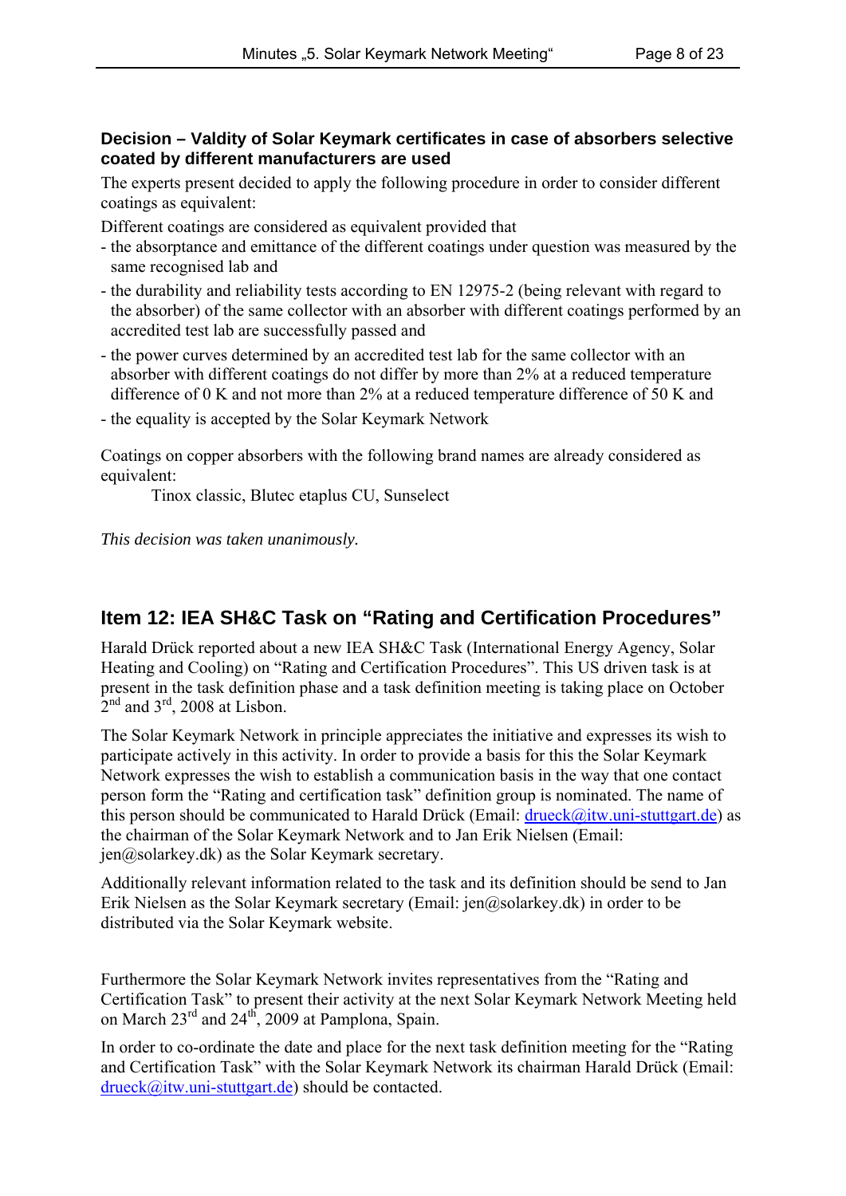**Decision – Valdity of Solar Keymark certificates in case of absorbers selective coated by different manufacturers are used**

The experts present decided to apply the following procedure in order to consider different coatings as equivalent:

Different coatings are considered as equivalent provided that

- the absorptance and emittance of the different coatings under question was measured by the same recognised lab and
- the durability and reliability tests according to EN 12975-2 (being relevant with regard to the absorber) of the same collector with an absorber with different coatings performed by an accredited test lab are successfully passed and
- the power curves determined by an accredited test lab for the same collector with an absorber with different coatings do not differ by more than 2% at a reduced temperature difference of 0 K and not more than 2% at a reduced temperature difference of 50 K and
- the equality is accepted by the Solar Keymark Network

Coatings on copper absorbers with the following brand names are already considered as equivalent:

Tinox classic, Blutec etaplus CU, Sunselect

*This decision was taken unanimously.*

## Item 12: IEA SH&C Task on "Rating and Certification Procedures"

Harald Drück reported about a new IEA SH&C Task (International Energy Agency, Solar Heating and Cooling) on "Rating and Certification Procedures". This US driven task is at present in the task definition phase and a task definition meeting is taking place on October 2nd and 3rd, 2008 at Lisbon.

The Solar Keymark Network in principle appreciates the initiative and expresses its wish to participate actively in this activity. In order to provide a basis for this the Solar Keymark Network expresses the wish to establish a communication basis in the way that one contact person form the "Rating and certification task" definition group is nominated. The name of this person should be communicated to Harald Drück (Email: drueck@itw.uni-stuttgart.de) as the chairman of the Solar Keymark Network and to Jan Erik Nielsen (Email: jen@solarkey.dk) as the Solar Keymark secretary.

Additionally relevant information related to the task and its definition should be send to Jan Erik Nielsen as the Solar Keymark secretary (Email: jen@solarkey.dk) in order to be distributed via the Solar Keymark website.

Furthermore the Solar Keymark Network invites representatives from the "Rating and Certification Task" to present their activity at the next Solar Keymark Network Meeting held on March 23rd and 24th, 2009 at Pamplona, Spain.

In order to co-ordinate the date and place for the next task definition meeting for the "Rating and Certification Task" with the Solar Keymark Network its chairman Harald Drück (Email: drueck@itw.uni-stuttgart.de) should be contacted.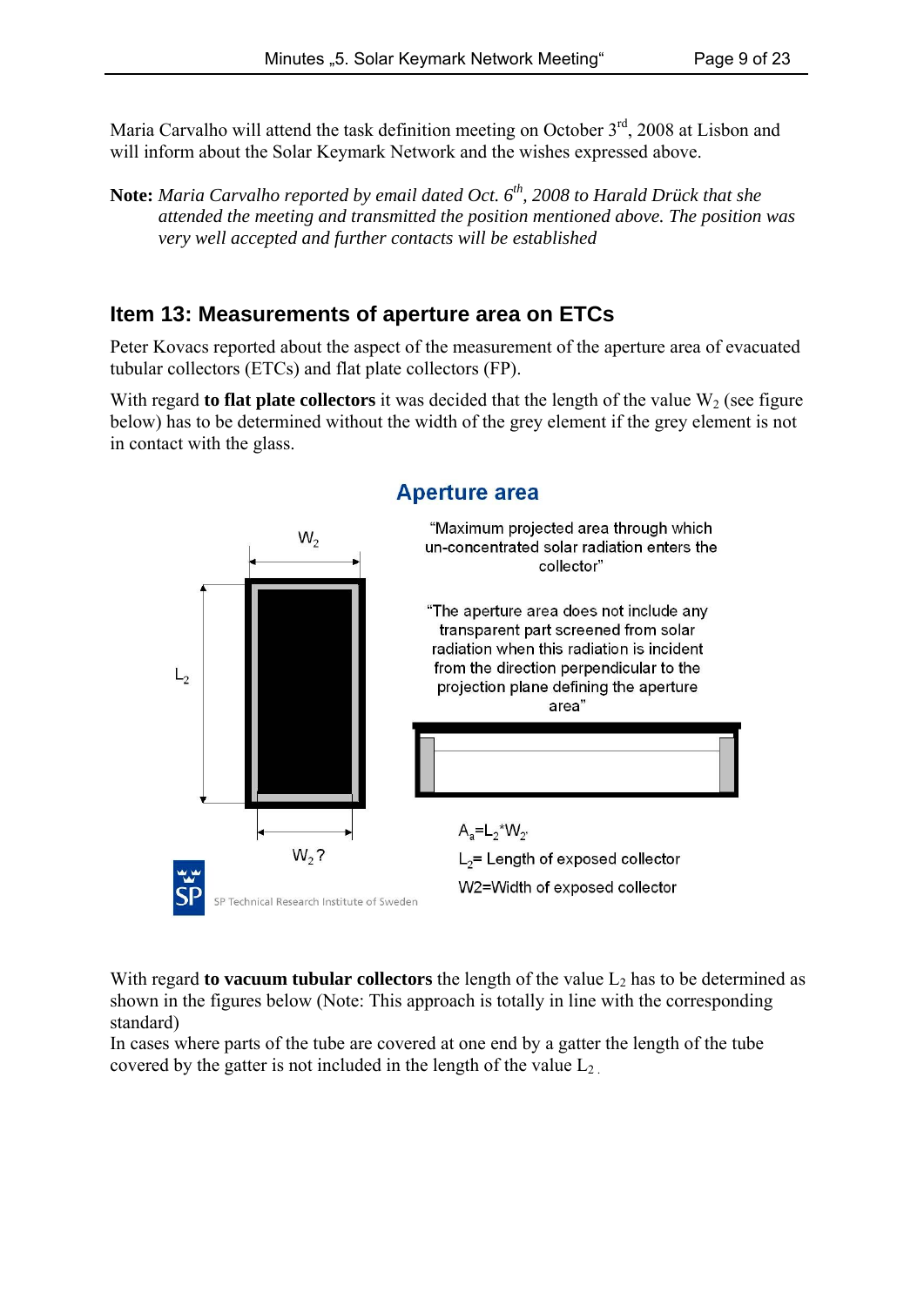Maria Carvalho will attend the task definition meeting on October 3rd, 2008 at Lisbon and will inform about the Solar Keymark Network and the wishes expressed above.

**Note:** *Maria Carvalho reported by email dated Oct. 6th, 2008 to Harald Drück that she attended the meeting and transmitted the position mentioned above. The position was very well accepted and further contacts will be established*

## Item 13: Measurements of aperture area on ETCs

Peter Kovacs reported about the aspect of the measurement of the aperture area of evacuated tubular collectors (ETCs) and flat plate collectors (FP).

With regard **to flat plate collectors** it was decided that the length of the value $W_2$ (see figure below) has to be determined without the width of the grey element if the grey element is not in contact with the glass.

**Aperture area**

"Maximum projected area through which un-concentrated solar radiation enters the collector"

"The aperture area does not include any transparent part screened from solar radiation when this radiation is incident from the direction perpendicular to the projection plane defining the aperture area"

$W_2$

$L_2$

$W_2$ ?

$A_a = L_2 * W_2$

$L_2$= Length of exposed collector

W2=Width of exposed collector

SP Technical Research Institute of Sweden

With regard **to vacuum tubular collectors** the length of the value $L_2$ has to be determined as shown in the figures below (Note: This approach is totally in line with the corresponding standard)

In cases where parts of the tube are covered at one end by a gatter the length of the tube covered by the gatter is not included in the length of the value $L_2$ .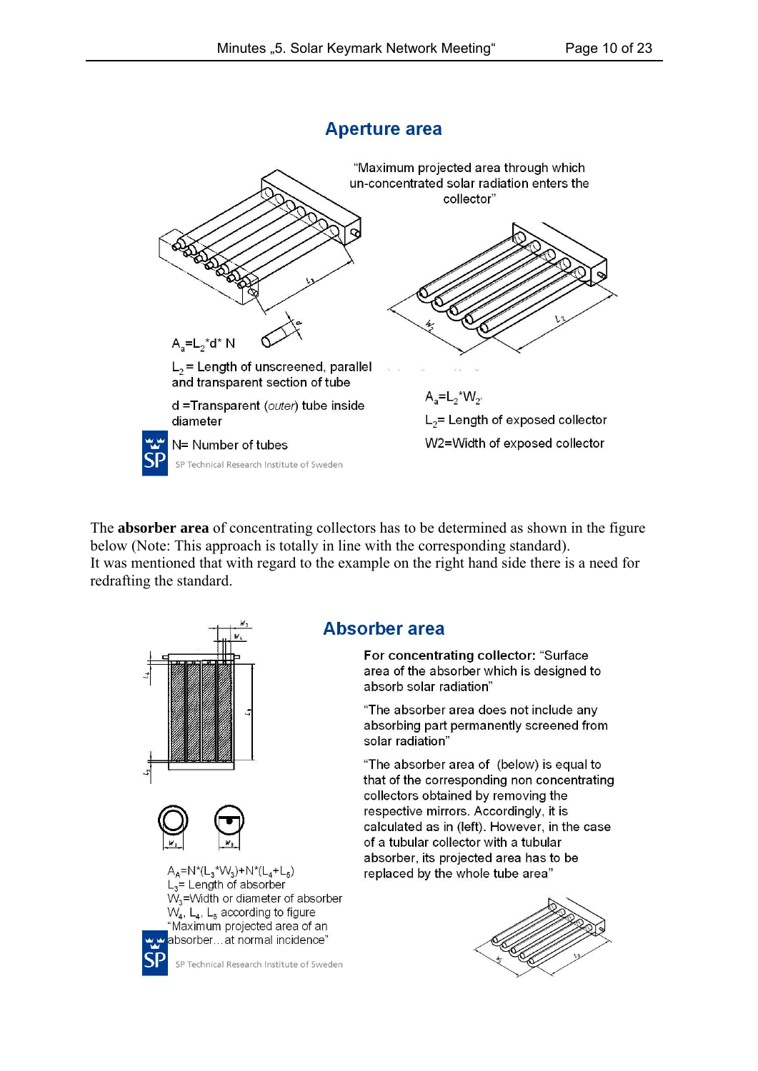## Aperture area

"Maximum projected area through which un-concentrated solar radiation enters the collector"

$A_a = L_2 * d * N$

$L_2$ = Length of unscreened, parallel and transparent section of tube

d =Transparent (*outer*) tube inside diameter

N= Number of tubes

$A_a = L_2 * W_2$

$L_2$= Length of exposed collector

W2=Width of exposed collector

SP Technical Research Institute of Sweden

The **absorber area** of concentrating collectors has to be determined as shown in the figure below (Note: This approach is totally in line with the corresponding standard).
It was mentioned that with regard to the example on the right hand side there is a need for redrafting the standard.

## Absorber area

**For concentrating collector:** "Surface area of the absorber which is designed to absorb solar radiation"

"The absorber area does not include any absorbing part permanently screened from solar radiation"

"The absorber area of (below) is equal to that of the corresponding non concentrating collectors obtained by removing the respective mirrors. Accordingly, it is calculated as in (left). However, in the case of a tubular collector with a tubular absorber, its projected area has to be replaced by the whole tube area"

$A_A = N * (L_3 * W_3) + N * (L_4 + L_5)$

$L_3$= Length of absorber

$W_3$=Width or diameter of absorber

$W_4$, $L_4$, $L_5$ according to figure

"Maximum projected area of an absorber…at normal incidence"

SP Technical Research Institute of Sweden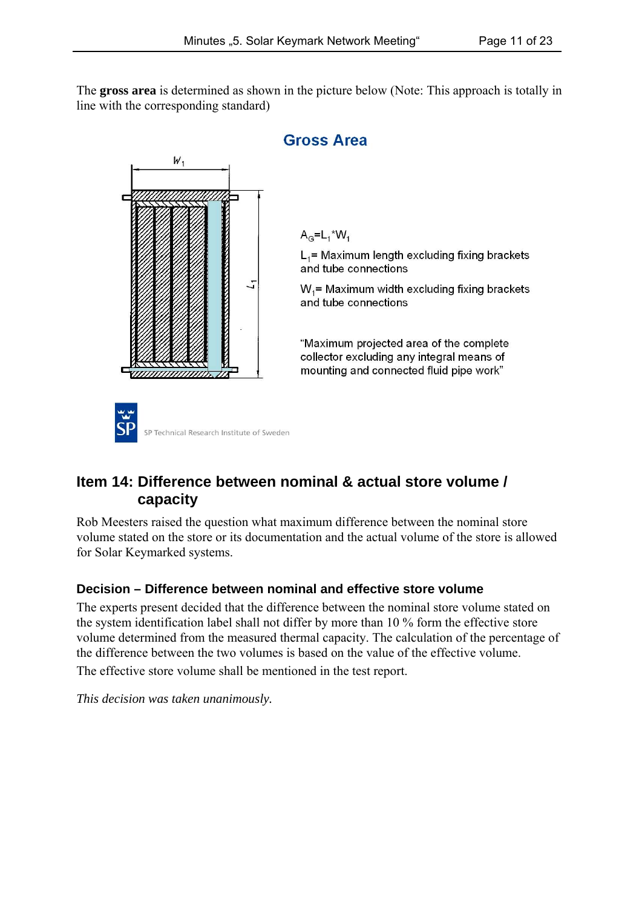The **gross area** is determined as shown in the picture below (Note: This approach is totally in line with the corresponding standard)

**Gross Area**

$A_G = L_1 * W_1$

$L_1$ = Maximum length excluding fixing brackets and tube connections

$W_1$ = Maximum width excluding fixing brackets and tube connections

"Maximum projected area of the complete collector excluding any integral means of mounting and connected fluid pipe work"

SP Technical Research Institute of Sweden

## Item 14: Difference between nominal & actual store volume / capacity

Rob Meesters raised the question what maximum difference between the nominal store volume stated on the store or its documentation and the actual volume of the store is allowed for Solar Keymarked systems.

### Decision – Difference between nominal and effective store volume

The experts present decided that the difference between the nominal store volume stated on the system identification label shall not differ by more than 10 % form the effective store volume determined from the measured thermal capacity. The calculation of the percentage of the difference between the two volumes is based on the value of the effective volume.

The effective store volume shall be mentioned in the test report.

*This decision was taken unanimously.*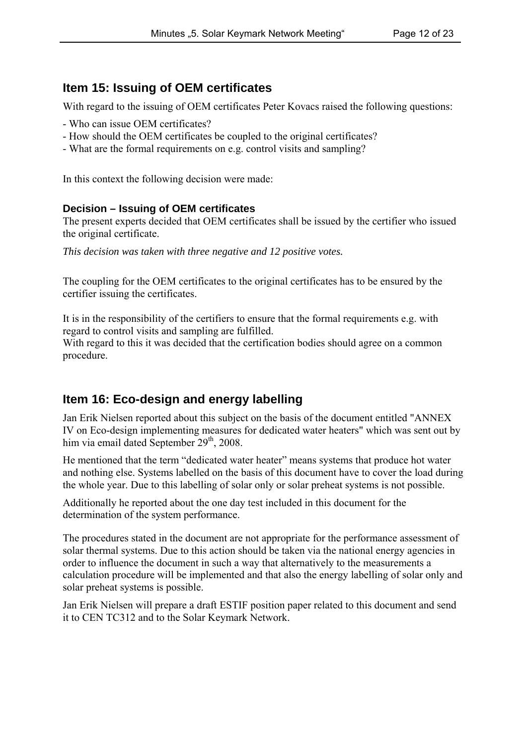## Item 15: Issuing of OEM certificates

With regard to the issuing of OEM certificates Peter Kovacs raised the following questions:

- Who can issue OEM certificates?
- How should the OEM certificates be coupled to the original certificates?
- What are the formal requirements on e.g. control visits and sampling?

In this context the following decision were made:

### Decision – Issuing of OEM certificates

The present experts decided that OEM certificates shall be issued by the certifier who issued the original certificate.

*This decision was taken with three negative and 12 positive votes.*

The coupling for the OEM certificates to the original certificates has to be ensured by the certifier issuing the certificates.

It is in the responsibility of the certifiers to ensure that the formal requirements e.g. with regard to control visits and sampling are fulfilled.
With regard to this it was decided that the certification bodies should agree on a common procedure.

## Item 16: Eco-design and energy labelling

Jan Erik Nielsen reported about this subject on the basis of the document entitled "ANNEX IV on Eco-design implementing measures for dedicated water heaters" which was sent out by him via email dated September 29th, 2008.

He mentioned that the term "dedicated water heater" means systems that produce hot water and nothing else. Systems labelled on the basis of this document have to cover the load during the whole year. Due to this labelling of solar only or solar preheat systems is not possible.

Additionally he reported about the one day test included in this document for the determination of the system performance.

The procedures stated in the document are not appropriate for the performance assessment of solar thermal systems. Due to this action should be taken via the national energy agencies in order to influence the document in such a way that alternatively to the measurements a calculation procedure will be implemented and that also the energy labelling of solar only and solar preheat systems is possible.

Jan Erik Nielsen will prepare a draft ESTIF position paper related to this document and send it to CEN TC312 and to the Solar Keymark Network.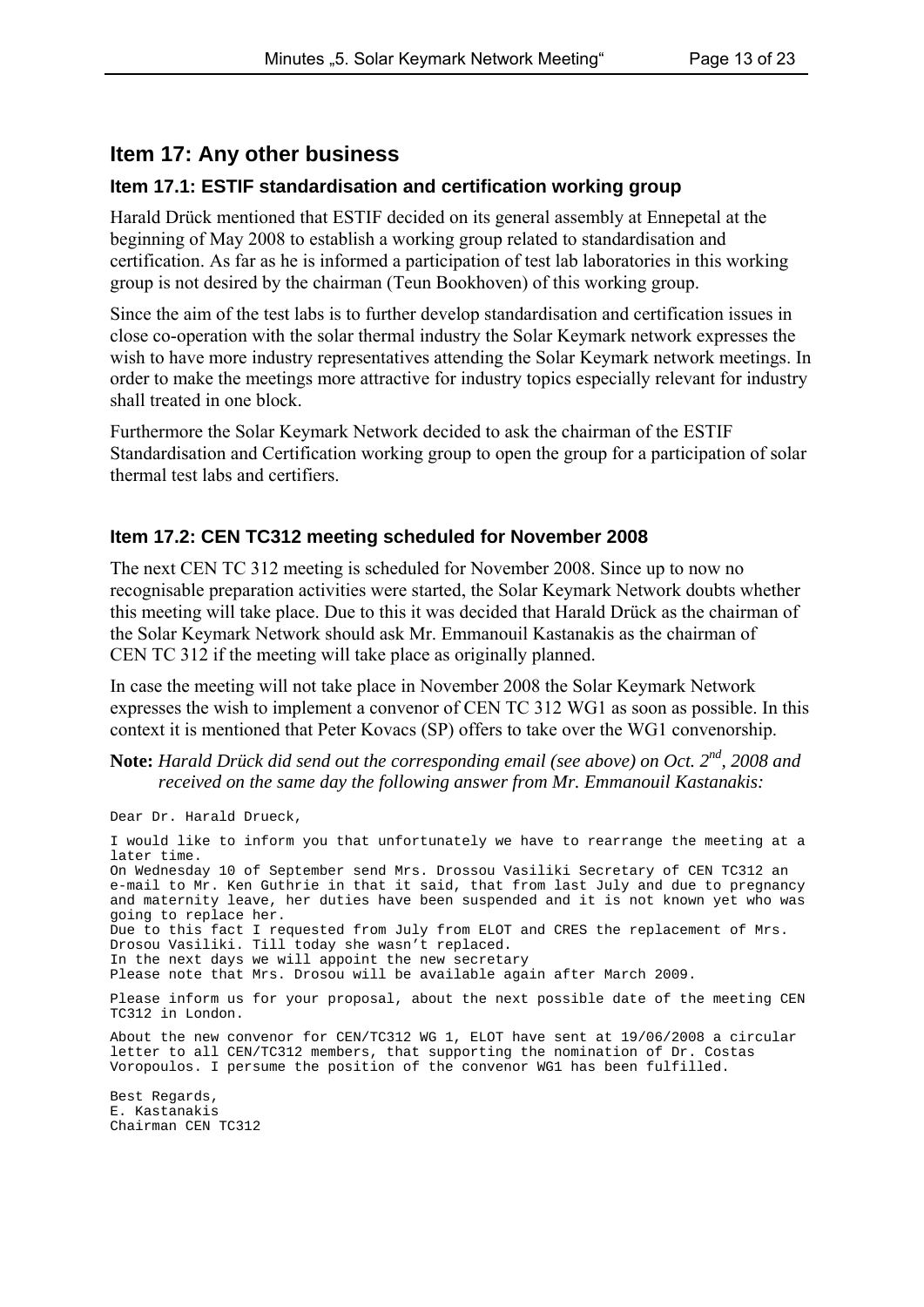## Item 17: Any other business

### Item 17.1: ESTIF standardisation and certification working group

Harald Drück mentioned that ESTIF decided on its general assembly at Ennepetal at the beginning of May 2008 to establish a working group related to standardisation and certification. As far as he is informed a participation of test lab laboratories in this working group is not desired by the chairman (Teun Bookhoven) of this working group.

Since the aim of the test labs is to further develop standardisation and certification issues in close co-operation with the solar thermal industry the Solar Keymark network expresses the wish to have more industry representatives attending the Solar Keymark network meetings. In order to make the meetings more attractive for industry topics especially relevant for industry shall treated in one block.

Furthermore the Solar Keymark Network decided to ask the chairman of the ESTIF Standardisation and Certification working group to open the group for a participation of solar thermal test labs and certifiers.

### Item 17.2: CEN TC312 meeting scheduled for November 2008

The next CEN TC 312 meeting is scheduled for November 2008. Since up to now no recognisable preparation activities were started, the Solar Keymark Network doubts whether this meeting will take place. Due to this it was decided that Harald Drück as the chairman of the Solar Keymark Network should ask Mr. Emmanouil Kastanakis as the chairman of CEN TC 312 if the meeting will take place as originally planned.

In case the meeting will not take place in November 2008 the Solar Keymark Network expresses the wish to implement a convenor of CEN TC 312 WG1 as soon as possible. In this context it is mentioned that Peter Kovacs (SP) offers to take over the WG1 convenorship.

**Note:** *Harald Drück did send out the corresponding email (see above) on Oct. 2nd, 2008 and received on the same day the following answer from Mr. Emmanouil Kastanakis:*

```
Dear Dr. Harald Drueck,

I would like to inform you that unfortunately we have to rearrange the meeting at a
later time.
On Wednesday 10 of September send Mrs. Drossou Vasiliki Secretary of CEN TC312 an
e-mail to Mr. Ken Guthrie in that it said, that from last July and due to pregnancy
and maternity leave, her duties have been suspended and it is not known yet who was
going to replace her.
Due to this fact I requested from July from ELOT and CRES the replacement of Mrs.
Drosou Vasiliki. Till today she wasn't replaced.
In the next days we will appoint the new secretary
Please note that Mrs. Drosou will be available again after March 2009.

Please inform us for your proposal, about the next possible date of the meeting CEN
TC312 in London.

About the new convenor for CEN/TC312 WG 1, ELOT have sent at 19/06/2008 a circular
letter to all CEN/TC312 members, that supporting the nomination of Dr. Costas
Voropoulos. I persume the position of the convenor WG1 has been fulfilled.

Best Regards,
E. Kastanakis
Chairman CEN TC312
```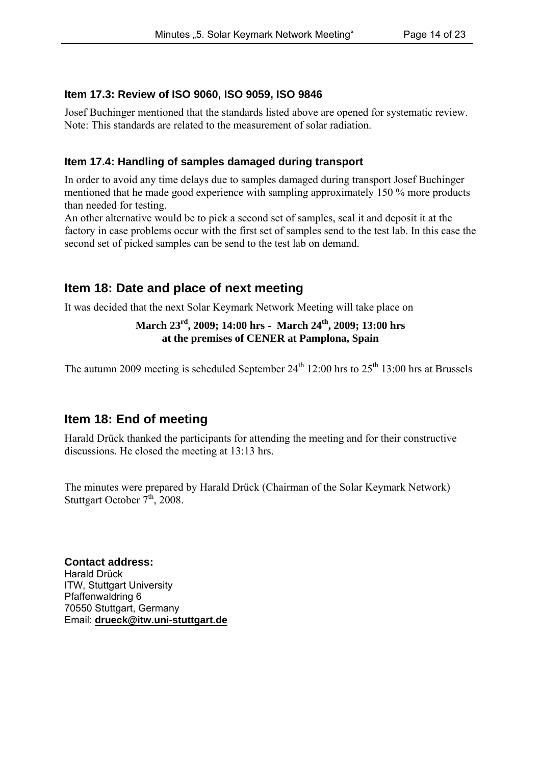### Item 17.3: Review of ISO 9060, ISO 9059, ISO 9846

Josef Buchinger mentioned that the standards listed above are opened for systematic review. Note: This standards are related to the measurement of solar radiation.

### Item 17.4: Handling of samples damaged during transport

In order to avoid any time delays due to samples damaged during transport Josef Buchinger mentioned that he made good experience with sampling approximately 150 % more products than needed for testing.
An other alternative would be to pick a second set of samples, seal it and deposit it at the factory in case problems occur with the first set of samples send to the test lab. In this case the second set of picked samples can be send to the test lab on demand.

## Item 18: Date and place of next meeting

It was decided that the next Solar Keymark Network Meeting will take place on

**March 23rd, 2009; 14:00 hrs - March 24th, 2009; 13:00 hrs**
**at the premises of CENER at Pamplona, Spain**

The autumn 2009 meeting is scheduled September 24th 12:00 hrs to 25th 13:00 hrs at Brussels

## Item 18: End of meeting

Harald Drück thanked the participants for attending the meeting and for their constructive discussions. He closed the meeting at 13:13 hrs.

The minutes were prepared by Harald Drück (Chairman of the Solar Keymark Network)
Stuttgart October 7th, 2008.

**Contact address:**
Harald Drück
ITW, Stuttgart University
Pfaffenwaldring 6
70550 Stuttgart, Germany
Email: **drueck@itw.uni-stuttgart.de**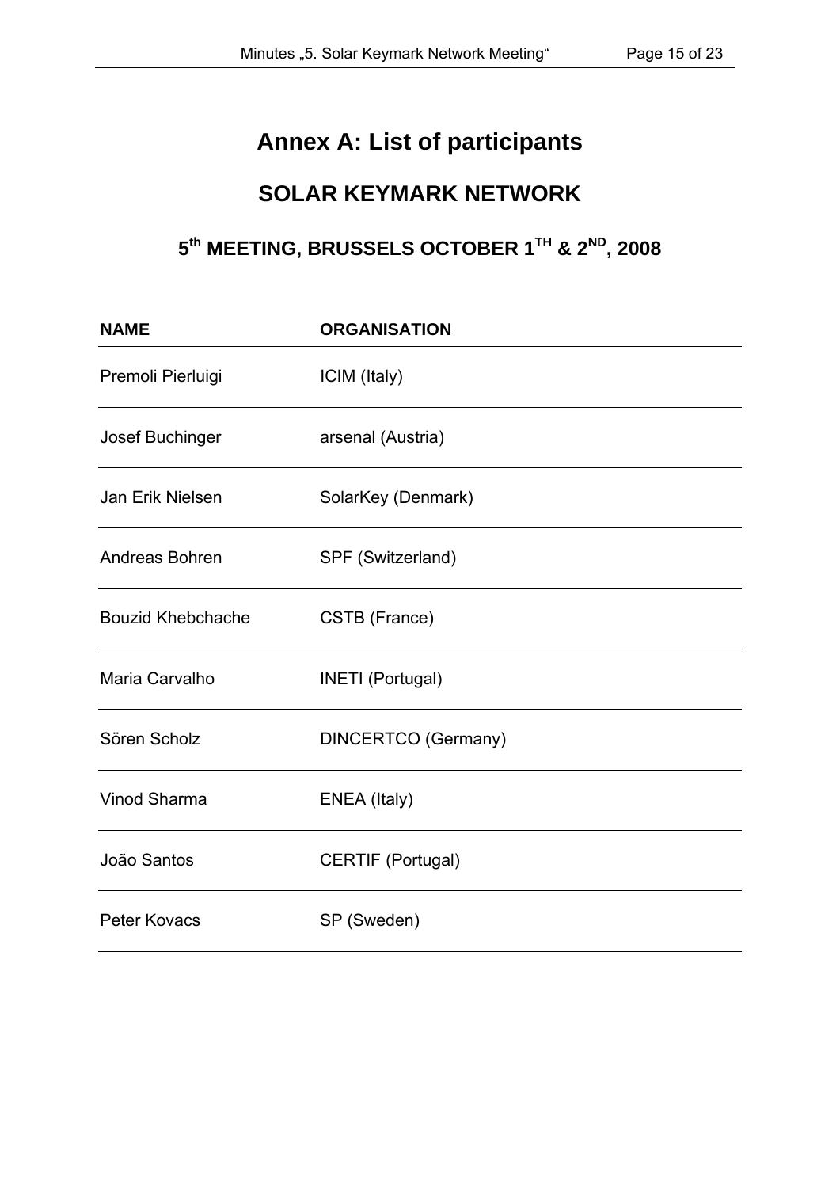# Annex A: List of participants

## SOLAR KEYMARK NETWORK

### 5th MEETING, BRUSSELS OCTOBER 1TH & 2ND, 2008

| NAME | ORGANISATION |
|---|---|
| Premoli Pierluigi | ICIM (Italy) |
| Josef Buchinger | arsenal (Austria) |
| Jan Erik Nielsen | SolarKey (Denmark) |
| Andreas Bohren | SPF (Switzerland) |
| Bouzid Khebchache | CSTB (France) |
| Maria Carvalho | INETI (Portugal) |
| Sören Scholz | DINCERTCO (Germany) |
| Vinod Sharma | ENEA (Italy) |
| João Santos | CERTIF (Portugal) |
| Peter Kovacs | SP (Sweden) |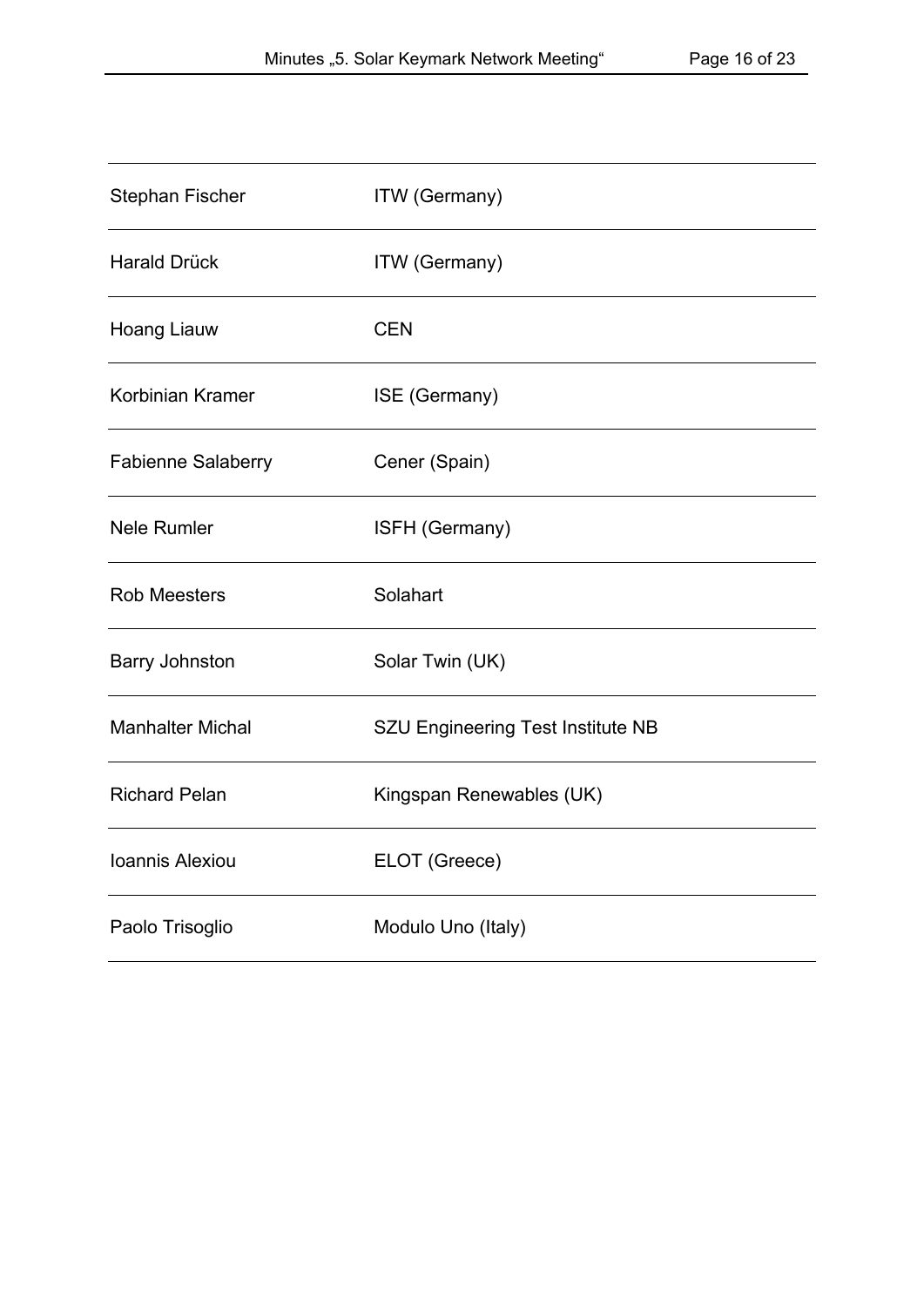| | |
|---|---|
| Stephan Fischer | ITW (Germany) |
| Harald Drück | ITW (Germany) |
| Hoang Liauw | CEN |
| Korbinian Kramer | ISE (Germany) |
| Fabienne Salaberry | Cener (Spain) |
| Nele Rumler | ISFH (Germany) |
| Rob Meesters | Solahart |
| Barry Johnston | Solar Twin (UK) |
| Manhalter Michal | SZU Engineering Test Institute NB |
| Richard Pelan | Kingspan Renewables (UK) |
| Ioannis Alexiou | ELOT (Greece) |
| Paolo Trisoglio | Modulo Uno (Italy) |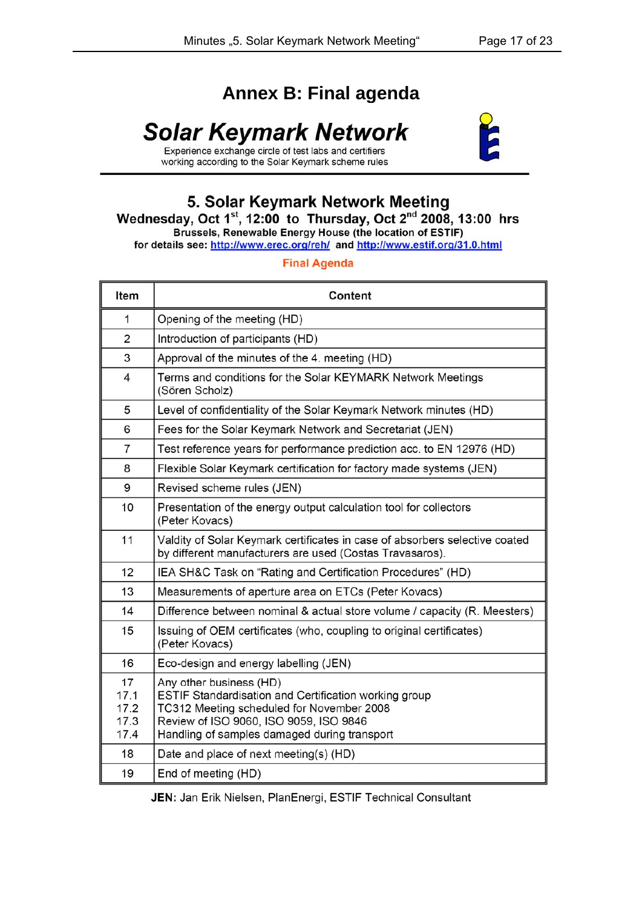# Annex B: Final agenda

## *Solar Keymark Network*

Experience exchange circle of test labs and certifiers
working according to the Solar Keymark scheme rules

## 5. Solar Keymark Network Meeting

**Wednesday, Oct 1st, 12:00 to Thursday, Oct 2nd 2008, 13:00 hrs**

**Brussels, Renewable Energy House (the location of ESTIF)**

**for details see: http://www.erec.org/reh/ and http://www.estif.org/31.0.html**

**Final Agenda**

| Item | Content |
|---|---|
| 1 | Opening of the meeting (HD) |
| 2 | Introduction of participants (HD) |
| 3 | Approval of the minutes of the 4. meeting (HD) |
| 4 | Terms and conditions for the Solar KEYMARK Network Meetings (Sören Scholz) |
| 5 | Level of confidentiality of the Solar Keymark Network minutes (HD) |
| 6 | Fees for the Solar Keymark Network and Secretariat (JEN) |
| 7 | Test reference years for performance prediction acc. to EN 12976 (HD) |
| 8 | Flexible Solar Keymark certification for factory made systems (JEN) |
| 9 | Revised scheme rules (JEN) |
| 10 | Presentation of the energy output calculation tool for collectors (Peter Kovacs) |
| 11 | Valdity of Solar Keymark certificates in case of absorbers selective coated by different manufacturers are used (Costas Travasaros). |
| 12 | IEA SH&C Task on “Rating and Certification Procedures” (HD) |
| 13 | Measurements of aperture area on ETCs (Peter Kovacs) |
| 14 | Difference between nominal & actual store volume / capacity (R. Meesters) |
| 15 | Issuing of OEM certificates (who, coupling to original certificates) (Peter Kovacs) |
| 16 | Eco-design and energy labelling (JEN) |
| 17<br>17.1<br>17.2<br>17.3<br>17.4 | Any other business (HD)<br>ESTIF Standardisation and Certification working group<br>TC312 Meeting scheduled for November 2008<br>Review of ISO 9060, ISO 9059, ISO 9846<br>Handling of samples damaged during transport |
| 18 | Date and place of next meeting(s) (HD) |
| 19 | End of meeting (HD) |

**JEN**: Jan Erik Nielsen, PlanEnergi, ESTIF Technical Consultant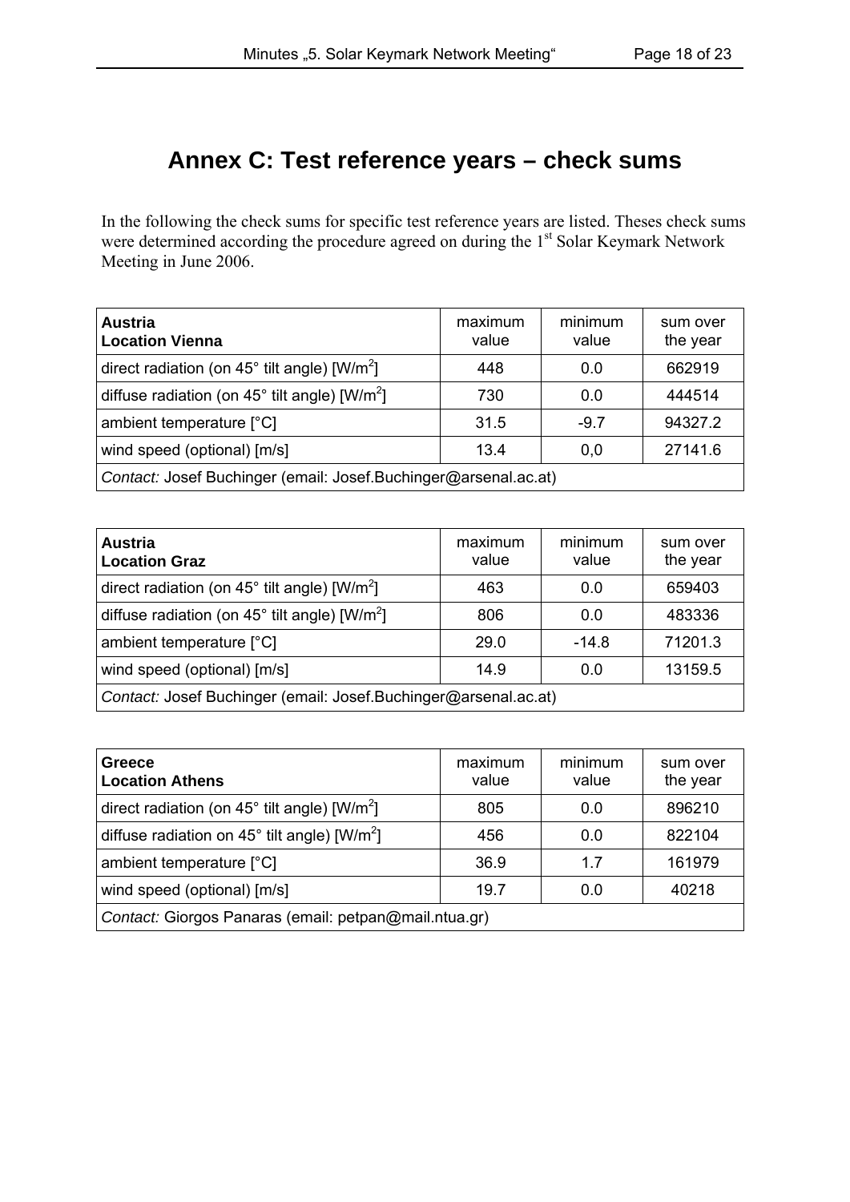# Annex C: Test reference years – check sums

In the following the check sums for specific test reference years are listed. Theses check sums were determined according the procedure agreed on during the 1[st] Solar Keymark Network Meeting in June 2006.

| **Austria**<br>**Location Vienna** | maximum value | minimum value | sum over the year |
|---|---|---|---|
| direct radiation (on 45° tilt angle) [W/m$^2$] | 448 | 0.0 | 662919 |
| diffuse radiation (on 45° tilt angle) [W/m$^2$] | 730 | 0.0 | 444514 |
| ambient temperature [°C] | 31.5 | -9.7 | 94327.2 |
| wind speed (optional) [m/s] | 13.4 | 0,0 | 27141.6 |
| *Contact:* Josef Buchinger (email: Josef.Buchinger@arsenal.ac.at) | | | |

| **Austria**<br>**Location Graz** | maximum value | minimum value | sum over the year |
|---|---|---|---|
| direct radiation (on 45° tilt angle) [W/m$^2$] | 463 | 0.0 | 659403 |
| diffuse radiation (on 45° tilt angle) [W/m$^2$] | 806 | 0.0 | 483336 |
| ambient temperature [°C] | 29.0 | -14.8 | 71201.3 |
| wind speed (optional) [m/s] | 14.9 | 0.0 | 13159.5 |
| *Contact:* Josef Buchinger (email: Josef.Buchinger@arsenal.ac.at) | | | |

| **Greece**<br>**Location Athens** | maximum value | minimum value | sum over the year |
|---|---|---|---|
| direct radiation (on 45° tilt angle) [W/m$^2$] | 805 | 0.0 | 896210 |
| diffuse radiation on 45° tilt angle) [W/m$^2$] | 456 | 0.0 | 822104 |
| ambient temperature [°C] | 36.9 | 1.7 | 161979 |
| wind speed (optional) [m/s] | 19.7 | 0.0 | 40218 |
| *Contact:* Giorgos Panaras (email: petpan@mail.ntua.gr) | | | |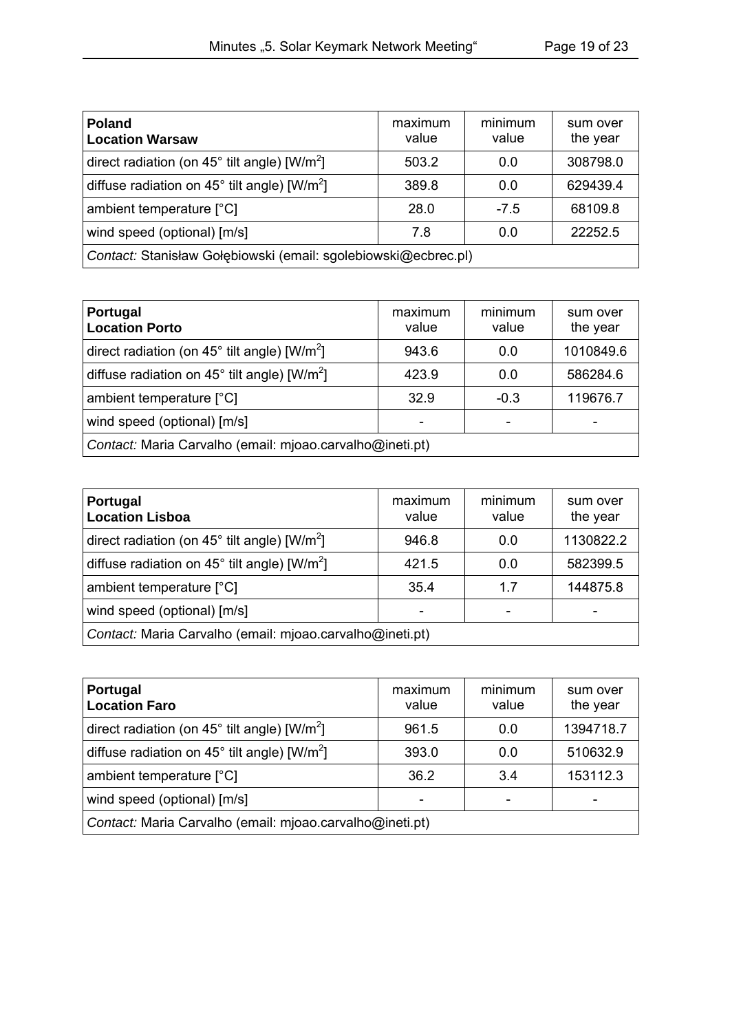| **Poland**<br>**Location Warsaw** | maximum value | minimum value | sum over the year |
|---|---|---|---|
| direct radiation (on 45° tilt angle) [W/m$^2$] | 503.2 | 0.0 | 308798.0 |
| diffuse radiation on 45° tilt angle) [W/m$^2$] | 389.8 | 0.0 | 629439.4 |
| ambient temperature [°C] | 28.0 | -7.5 | 68109.8 |
| wind speed (optional) [m/s] | 7.8 | 0.0 | 22252.5 |
| *Contact:* Stanisław Gołębiowski (email: sgolebiowski@ecbrec.pl) | | | |

| **Portugal**<br>**Location Porto** | maximum value | minimum value | sum over the year |
|---|---|---|---|
| direct radiation (on 45° tilt angle) [W/m$^2$] | 943.6 | 0.0 | 1010849.6 |
| diffuse radiation on 45° tilt angle) [W/m$^2$] | 423.9 | 0.0 | 586284.6 |
| ambient temperature [°C] | 32.9 | -0.3 | 119676.7 |
| wind speed (optional) [m/s] | - | - | - |
| *Contact:* Maria Carvalho (email: mjoao.carvalho@ineti.pt) | | | |

| **Portugal**<br>**Location Lisboa** | maximum value | minimum value | sum over the year |
|---|---|---|---|
| direct radiation (on 45° tilt angle) [W/m$^2$] | 946.8 | 0.0 | 1130822.2 |
| diffuse radiation on 45° tilt angle) [W/m$^2$] | 421.5 | 0.0 | 582399.5 |
| ambient temperature [°C] | 35.4 | 1.7 | 144875.8 |
| wind speed (optional) [m/s] | - | - | - |
| *Contact:* Maria Carvalho (email: mjoao.carvalho@ineti.pt) | | | |

| **Portugal**<br>**Location Faro** | maximum value | minimum value | sum over the year |
|---|---|---|---|
| direct radiation (on 45° tilt angle) [W/m$^2$] | 961.5 | 0.0 | 1394718.7 |
| diffuse radiation on 45° tilt angle) [W/m$^2$] | 393.0 | 0.0 | 510632.9 |
| ambient temperature [°C] | 36.2 | 3.4 | 153112.3 |
| wind speed (optional) [m/s] | - | - | - |
| *Contact:* Maria Carvalho (email: mjoao.carvalho@ineti.pt) | | | |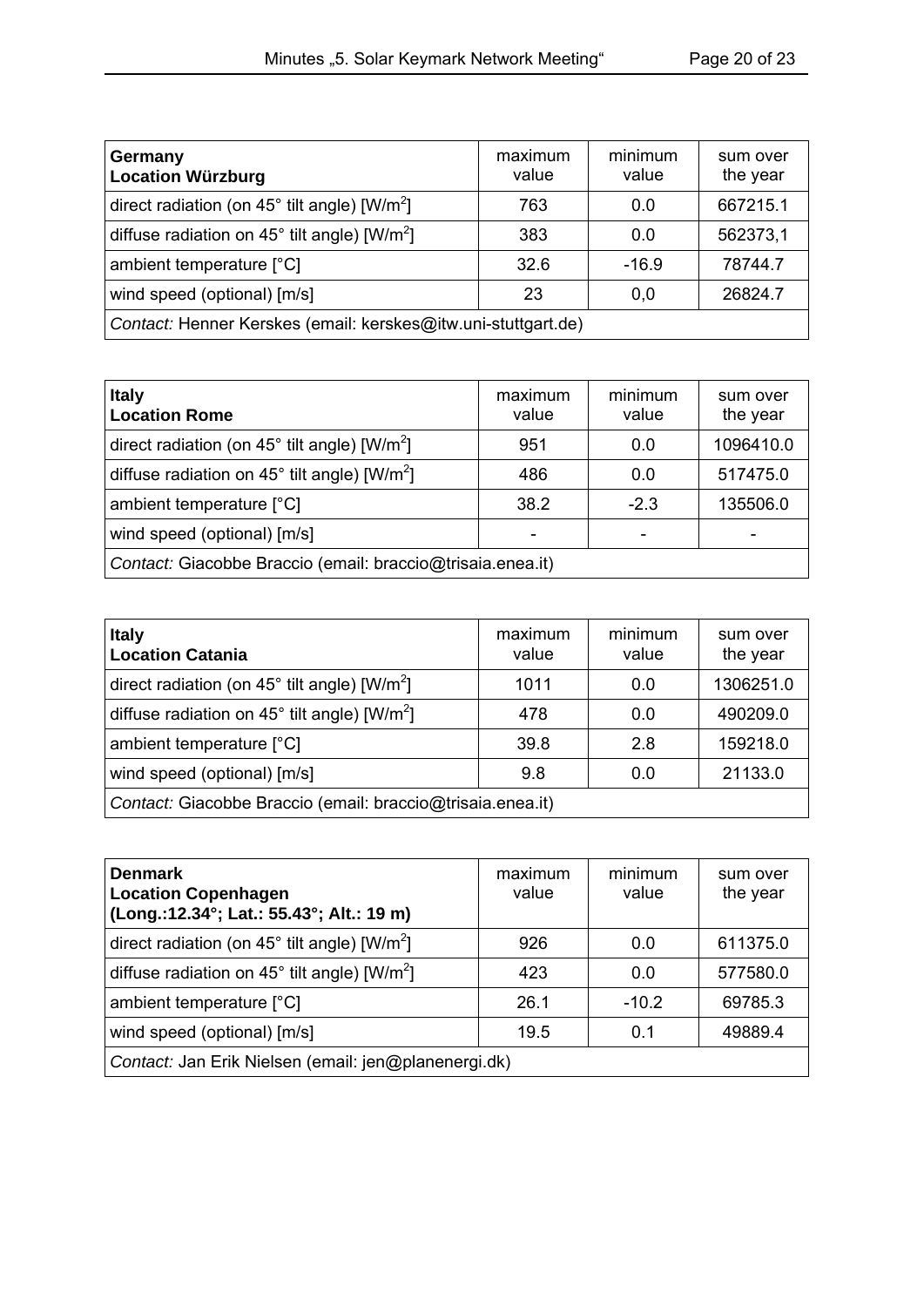| **Germany**<br>**Location Würzburg** | maximum value | minimum value | sum over the year |
|---|---|---|---|
| direct radiation (on 45° tilt angle) [W/m$^2$] | 763 | 0.0 | 667215.1 |
| diffuse radiation on 45° tilt angle) [W/m$^2$] | 383 | 0.0 | 562373,1 |
| ambient temperature [°C] | 32.6 | -16.9 | 78744.7 |
| wind speed (optional) [m/s] | 23 | 0,0 | 26824.7 |
| *Contact:* Henner Kerskes (email: kerskes@itw.uni-stuttgart.de) | | | |

| **Italy**<br>**Location Rome** | maximum value | minimum value | sum over the year |
|---|---|---|---|
| direct radiation (on 45° tilt angle) [W/m$^2$] | 951 | 0.0 | 1096410.0 |
| diffuse radiation on 45° tilt angle) [W/m$^2$] | 486 | 0.0 | 517475.0 |
| ambient temperature [°C] | 38.2 | -2.3 | 135506.0 |
| wind speed (optional) [m/s] | - | - | - |
| *Contact:* Giacobbe Braccio (email: braccio@trisaia.enea.it) | | | |

| **Italy**<br>**Location Catania** | maximum value | minimum value | sum over the year |
|---|---|---|---|
| direct radiation (on 45° tilt angle) [W/m$^2$] | 1011 | 0.0 | 1306251.0 |
| diffuse radiation on 45° tilt angle) [W/m$^2$] | 478 | 0.0 | 490209.0 |
| ambient temperature [°C] | 39.8 | 2.8 | 159218.0 |
| wind speed (optional) [m/s] | 9.8 | 0.0 | 21133.0 |
| *Contact:* Giacobbe Braccio (email: braccio@trisaia.enea.it) | | | |

| **Denmark**<br>**Location Copenhagen**<br>**(Long.:12.34°; Lat.: 55.43°; Alt.: 19 m)** | maximum value | minimum value | sum over the year |
|---|---|---|---|
| direct radiation (on 45° tilt angle) [W/m$^2$] | 926 | 0.0 | 611375.0 |
| diffuse radiation on 45° tilt angle) [W/m$^2$] | 423 | 0.0 | 577580.0 |
| ambient temperature [°C] | 26.1 | -10.2 | 69785.3 |
| wind speed (optional) [m/s] | 19.5 | 0.1 | 49889.4 |
| *Contact:* Jan Erik Nielsen (email: jen@planenergi.dk) | | | |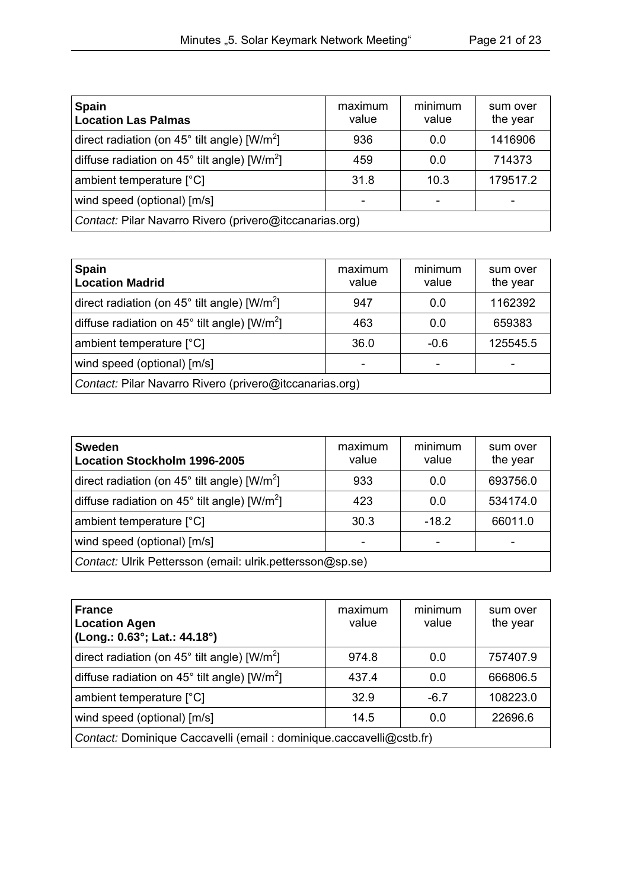| **Spain**<br>**Location Las Palmas** | maximum value | minimum value | sum over the year |
|---|---|---|---|
| direct radiation (on 45° tilt angle) [W/m$^2$] | 936 | 0.0 | 1416906 |
| diffuse radiation on 45° tilt angle) [W/m$^2$] | 459 | 0.0 | 714373 |
| ambient temperature [°C] | 31.8 | 10.3 | 179517.2 |
| wind speed (optional) [m/s] | - | - | - |
| *Contact:* Pilar Navarro Rivero (privero@itccanarias.org) | | | |

| **Spain**<br>**Location Madrid** | maximum value | minimum value | sum over the year |
|---|---|---|---|
| direct radiation (on 45° tilt angle) [W/m$^2$] | 947 | 0.0 | 1162392 |
| diffuse radiation on 45° tilt angle) [W/m$^2$] | 463 | 0.0 | 659383 |
| ambient temperature [°C] | 36.0 | -0.6 | 125545.5 |
| wind speed (optional) [m/s] | - | - | - |
| *Contact:* Pilar Navarro Rivero (privero@itccanarias.org) | | | |

| **Sweden**<br>**Location Stockholm 1996-2005** | maximum value | minimum value | sum over the year |
|---|---|---|---|
| direct radiation (on 45° tilt angle) [W/m$^2$] | 933 | 0.0 | 693756.0 |
| diffuse radiation on 45° tilt angle) [W/m$^2$] | 423 | 0.0 | 534174.0 |
| ambient temperature [°C] | 30.3 | -18.2 | 66011.0 |
| wind speed (optional) [m/s] | - | - | - |
| *Contact:* Ulrik Pettersson (email: ulrik.pettersson@sp.se) | | | |

| **France**<br>**Location Agen**<br>**(Long.: 0.63°; Lat.: 44.18°)** | maximum value | minimum value | sum over the year |
|---|---|---|---|
| direct radiation (on 45° tilt angle) [W/m$^2$] | 974.8 | 0.0 | 757407.9 |
| diffuse radiation on 45° tilt angle) [W/m$^2$] | 437.4 | 0.0 | 666806.5 |
| ambient temperature [°C] | 32.9 | -6.7 | 108223.0 |
| wind speed (optional) [m/s] | 14.5 | 0.0 | 22696.6 |
| *Contact:* Dominique Caccavelli (email : dominique.caccavelli@cstb.fr) | | | |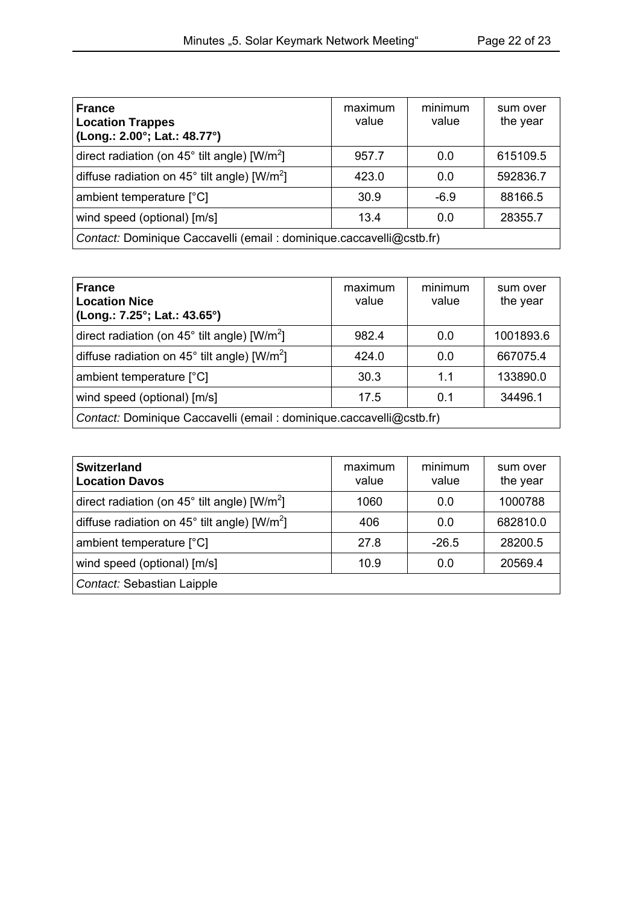| **France** **Location Trappes** **(Long.: 2.00°; Lat.: 48.77°)** | maximum value | minimum value | sum over the year |
|---|---|---|---|
| direct radiation (on 45° tilt angle) [W/m$^2$] | 957.7 | 0.0 | 615109.5 |
| diffuse radiation on 45° tilt angle) [W/m$^2$] | 423.0 | 0.0 | 592836.7 |
| ambient temperature [°C] | 30.9 | -6.9 | 88166.5 |
| wind speed (optional) [m/s] | 13.4 | 0.0 | 28355.7 |
| *Contact:* Dominique Caccavelli (email : dominique.caccavelli@cstb.fr) | | | |

| **France** **Location Nice** **(Long.: 7.25°; Lat.: 43.65°)** | maximum value | minimum value | sum over the year |
|---|---|---|---|
| direct radiation (on 45° tilt angle) [W/m$^2$] | 982.4 | 0.0 | 1001893.6 |
| diffuse radiation on 45° tilt angle) [W/m$^2$] | 424.0 | 0.0 | 667075.4 |
| ambient temperature [°C] | 30.3 | 1.1 | 133890.0 |
| wind speed (optional) [m/s] | 17.5 | 0.1 | 34496.1 |
| *Contact:* Dominique Caccavelli (email : dominique.caccavelli@cstb.fr) | | | |

| **Switzerland** **Location Davos** | maximum value | minimum value | sum over the year |
|---|---|---|---|
| direct radiation (on 45° tilt angle) [W/m$^2$] | 1060 | 0.0 | 1000788 |
| diffuse radiation on 45° tilt angle) [W/m$^2$] | 406 | 0.0 | 682810.0 |
| ambient temperature [°C] | 27.8 | -26.5 | 28200.5 |
| wind speed (optional) [m/s] | 10.9 | 0.0 | 20569.4 |
| *Contact:* Sebastian Laipple | | | |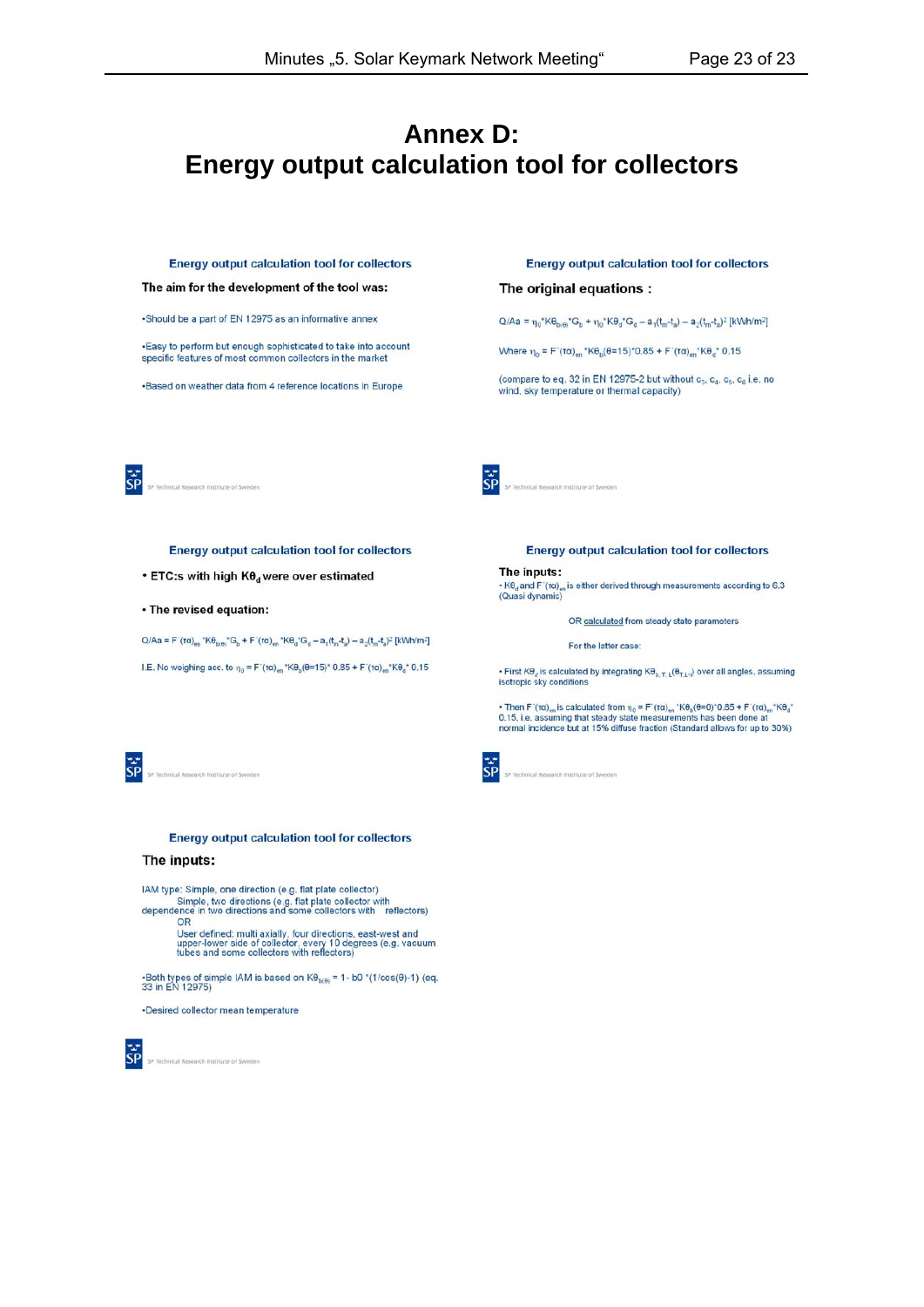# Annex D:
# Energy output calculation tool for collectors

### Energy output calculation tool for collectors

**The aim for the development of the tool was:**

- Should be a part of EN 12975 as an informative annex
- Easy to perform but enough sophisticated to take into account specific features of most common collectors in the market
- Based on weather data from 4 reference locations in Europe

SP Technical Research Institute of Sweden

### Energy output calculation tool for collectors

**The original equations :**

$Q/Aa = \eta_0 * K\theta_{b(\theta)} * G_b + \eta_0 * K\theta_d * G_d - a_1(t_m - t_a) - a_2(t_m - t_a)^2$ [kWh/m2]

Where $\eta_0 = F'(\tau\alpha)_{en} * K\theta_b(\theta{=}15) * 0.85 + F'(\tau\alpha)_{en} * K\theta_d * 0.15$

(compare to eq. 32 in EN 12975-2 but without $c_3$, $c_4$, $c_5$, $c_6$ i.e. no wind, sky temperature or thermal capacity)

SP Technical Research Institute of Sweden

### Energy output calculation tool for collectors

- **ETC:s with high $K\theta_d$ were over estimated**
- **The revised equation:**

$Q/Aa = F'(\tau\alpha)_{en} * K\theta_{b(\theta)} * G_b + F'(\tau\alpha)_{en} * K\theta_d * G_d - a_1(t_m - t_a) - a_2(t_m - t_a)^2$ [kWh/m2]

I.E. No weighing acc. to $\eta_0 = F'(\tau\alpha)_{en} * K\theta_b(\theta{=}15) * 0.85 + F'(\tau\alpha)_{en} * K\theta_d * 0.15$

SP Technical Research Institute of Sweden

### Energy output calculation tool for collectors

**The inputs:**

- $K\theta_d$ and $F'(\tau\alpha)_{en}$ is either derived through measurements according to 6.3 (Quasi dynamic)

OR calculated from steady state parameters

For the latter case:

- First $K\theta_d$ is calculated by integrating $K\theta_{b,T,L}(\theta_{T,L})$ over all angles, assuming isotropic sky conditions
- Then $F'(\tau\alpha)_{en}$ is calculated from $\eta_0 = F'(\tau\alpha)_{en} * K\theta_b(\theta{=}0) * 0.85 + F'(\tau\alpha)_{en} * K\theta_d * 0.15$, i.e. assuming that steady state measurements has been done at normal incidence but at 15% diffuse fraction (Standard allows for up to 30%)

SP Technical Research Institute of Sweden

### Energy output calculation tool for collectors

**The inputs:**

IAM type: Simple, one direction (e.g. flat plate collector)
Simple, two directions (e.g. flat plate collector with dependence in two directions and some collectors with reflectors)
OR
User defined: multi axially, four directions, east-west and upper-lower side of collector, every 10 degrees (e.g. vacuum tubes and some collectors with reflectors)

- Both types of simple IAM is based on $K\theta_{b(\theta)} = 1 - b0 * (1/\cos(\theta) - 1)$ (eq. 33 in EN 12975)
- Desired collector mean temperature

SP Technical Research Institute of Sweden